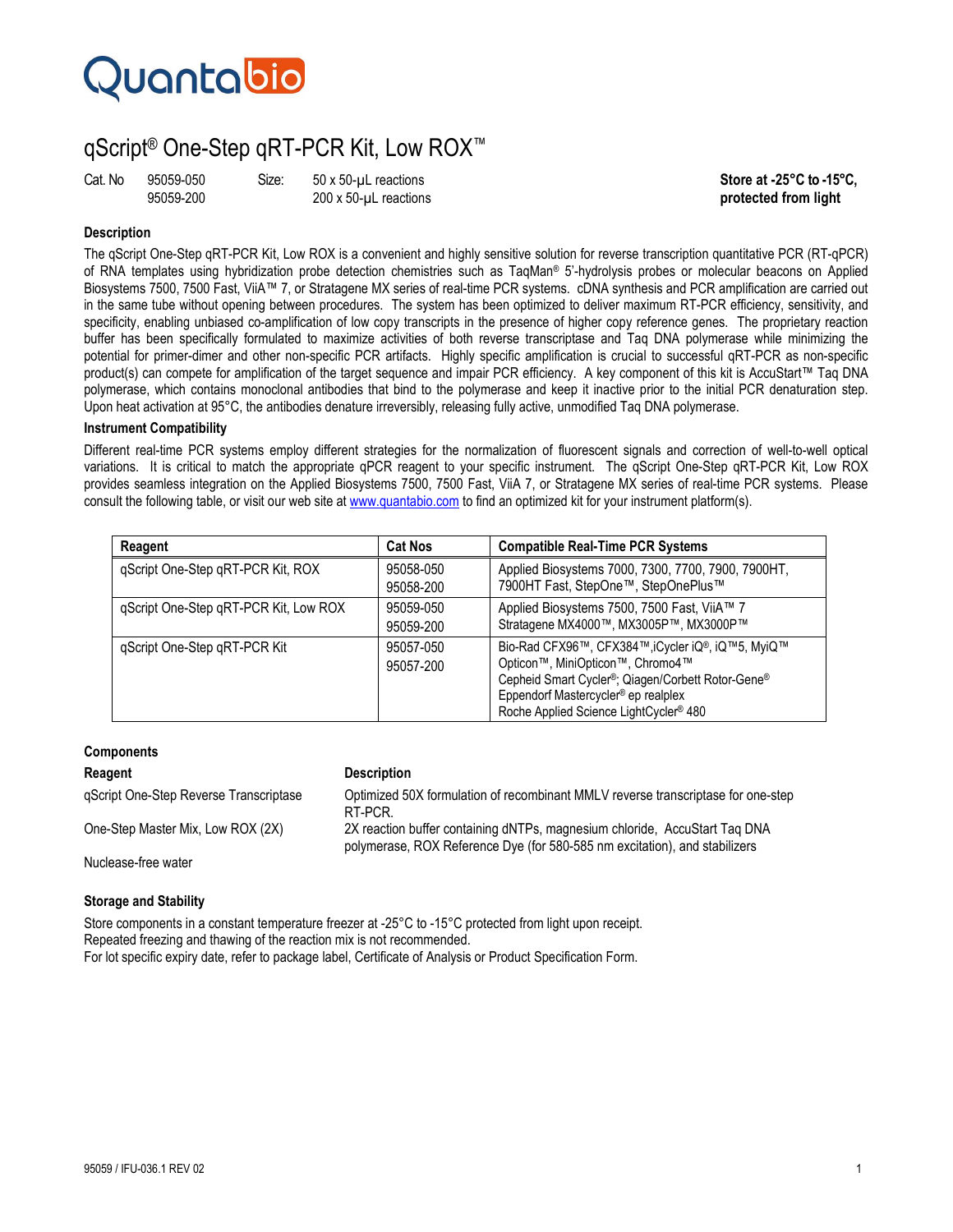# Quantabio

## qScript® One-Step qRT-PCR Kit, Low ROX™

| Cat. No | | Size: | | |
|---|---|---|---|---|
| | 95059-050 | | 50 x 50-µL reactions | **Store at -25°C to -15°C,** |
| | 95059-200 | | 200 x 50-µL reactions | **protected from light** |

### Description

The qScript One-Step qRT-PCR Kit, Low ROX is a convenient and highly sensitive solution for reverse transcription quantitative PCR (RT-qPCR) of RNA templates using hybridization probe detection chemistries such as TaqMan® 5'-hydrolysis probes or molecular beacons on Applied Biosystems 7500, 7500 Fast, ViiA™ 7, or Stratagene MX series of real-time PCR systems. cDNA synthesis and PCR amplification are carried out in the same tube without opening between procedures. The system has been optimized to deliver maximum RT-PCR efficiency, sensitivity, and specificity, enabling unbiased co-amplification of low copy transcripts in the presence of higher copy reference genes. The proprietary reaction buffer has been specifically formulated to maximize activities of both reverse transcriptase and Taq DNA polymerase while minimizing the potential for primer-dimer and other non-specific PCR artifacts. Highly specific amplification is crucial to successful qRT-PCR as non-specific product(s) can compete for amplification of the target sequence and impair PCR efficiency. A key component of this kit is AccuStart™ Taq DNA polymerase, which contains monoclonal antibodies that bind to the polymerase and keep it inactive prior to the initial PCR denaturation step. Upon heat activation at 95°C, the antibodies denature irreversibly, releasing fully active, unmodified Taq DNA polymerase.

### Instrument Compatibility

Different real-time PCR systems employ different strategies for the normalization of fluorescent signals and correction of well-to-well optical variations. It is critical to match the appropriate qPCR reagent to your specific instrument. The qScript One-Step qRT-PCR Kit, Low ROX provides seamless integration on the Applied Biosystems 7500, 7500 Fast, ViiA 7, or Stratagene MX series of real-time PCR systems. Please consult the following table, or visit our web site at www.quantabio.com to find an optimized kit for your instrument platform(s).

| Reagent | Cat Nos | Compatible Real-Time PCR Systems |
|---|---|---|
| qScript One-Step qRT-PCR Kit, ROX | 95058-050<br>95058-200 | Applied Biosystems 7000, 7300, 7700, 7900, 7900HT, 7900HT Fast, StepOne™, StepOnePlus™ |
| qScript One-Step qRT-PCR Kit, Low ROX | 95059-050<br>95059-200 | Applied Biosystems 7500, 7500 Fast, ViiA™ 7<br>Stratagene MX4000™, MX3005P™, MX3000P™ |
| qScript One-Step qRT-PCR Kit | 95057-050<br>95057-200 | Bio-Rad CFX96™, CFX384™,iCycler iQ®, iQ™5, MyiQ™ Opticon™, MiniOpticon™, Chromo4™<br>Cepheid Smart Cycler®; Qiagen/Corbett Rotor-Gene®<br>Eppendorf Mastercycler® ep realplex<br>Roche Applied Science LightCycler® 480 |

### Components

| Reagent | Description |
|---|---|
| qScript One-Step Reverse Transcriptase | Optimized 50X formulation of recombinant MMLV reverse transcriptase for one-step RT-PCR. |
| One-Step Master Mix, Low ROX (2X) | 2X reaction buffer containing dNTPs, magnesium chloride, AccuStart Taq DNA polymerase, ROX Reference Dye (for 580-585 nm excitation), and stabilizers |
| Nuclease-free water | |

### Storage and Stability

Store components in a constant temperature freezer at -25°C to -15°C protected from light upon receipt.
Repeated freezing and thawing of the reaction mix is not recommended.
For lot specific expiry date, refer to package label, Certificate of Analysis or Product Specification Form.

95059 / IFU-036.1 REV 02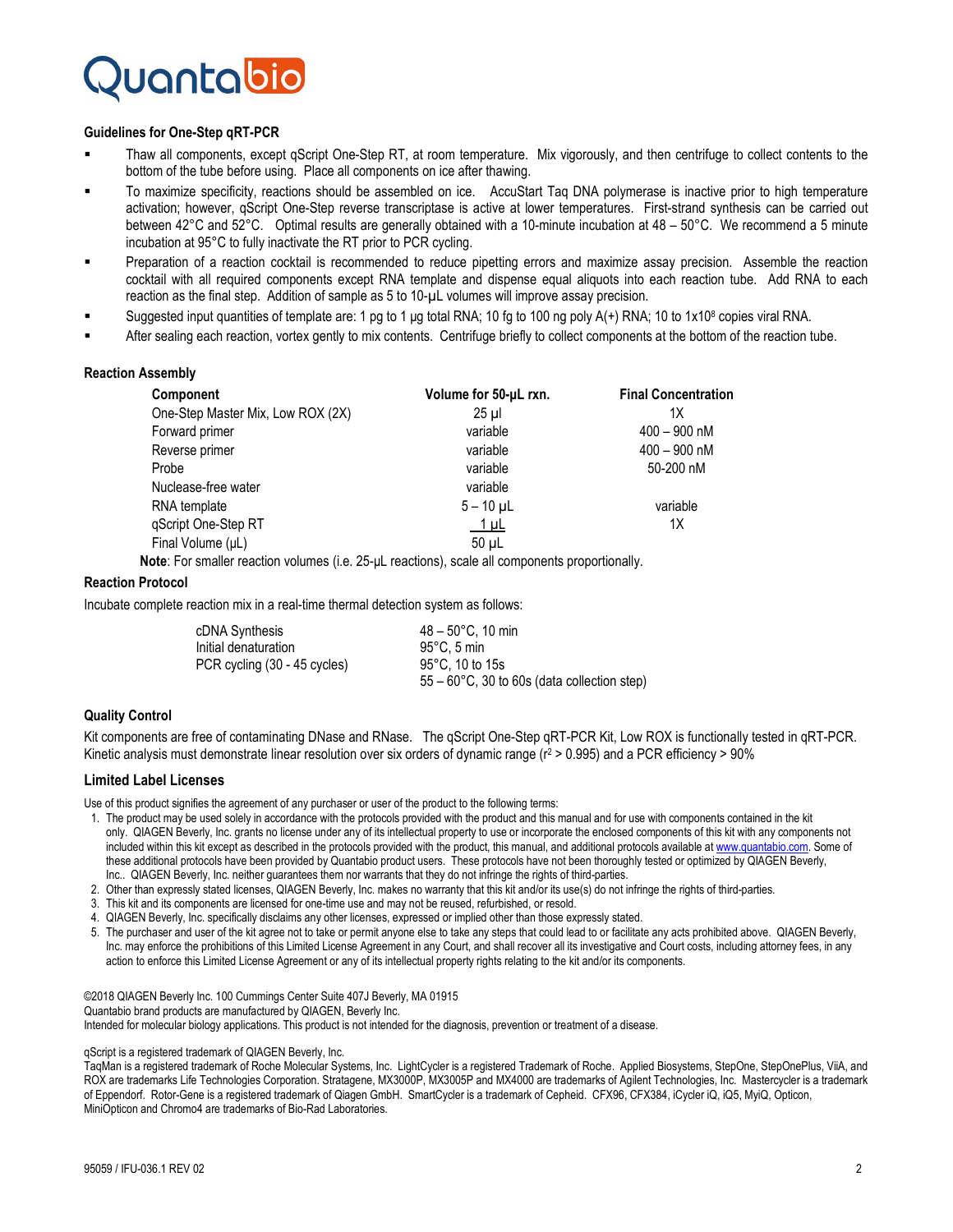Quantabio

## Guidelines for One-Step qRT-PCR

- Thaw all components, except qScript One-Step RT, at room temperature. Mix vigorously, and then centrifuge to collect contents to the bottom of the tube before using. Place all components on ice after thawing.
- To maximize specificity, reactions should be assembled on ice. AccuStart Taq DNA polymerase is inactive prior to high temperature activation; however, qScript One-Step reverse transcriptase is active at lower temperatures. First-strand synthesis can be carried out between 42°C and 52°C. Optimal results are generally obtained with a 10-minute incubation at 48 – 50°C. We recommend a 5 minute incubation at 95°C to fully inactivate the RT prior to PCR cycling.
- Preparation of a reaction cocktail is recommended to reduce pipetting errors and maximize assay precision. Assemble the reaction cocktail with all required components except RNA template and dispense equal aliquots into each reaction tube. Add RNA to each reaction as the final step. Addition of sample as 5 to 10-µL volumes will improve assay precision.
- Suggested input quantities of template are: 1 pg to 1 µg total RNA; 10 fg to 100 ng poly A(+) RNA; 10 to $1x10^8$ copies viral RNA.
- After sealing each reaction, vortex gently to mix contents. Centrifuge briefly to collect components at the bottom of the reaction tube.

## Reaction Assembly

| Component | Volume for 50-µL rxn. | Final Concentration |
|---|---|---|
| One-Step Master Mix, Low ROX (2X) | 25 µl | 1X |
| Forward primer | variable | 400 – 900 nM |
| Reverse primer | variable | 400 – 900 nM |
| Probe | variable | 50-200 nM |
| Nuclease-free water | variable | |
| RNA template | 5 – 10 µL | variable |
| qScript One-Step RT | 1 µL | 1X |
| Final Volume (µL) | 50 µL | |

**Note**: For smaller reaction volumes (i.e. 25-µL reactions), scale all components proportionally.

## Reaction Protocol

Incubate complete reaction mix in a real-time thermal detection system as follows:

| | |
|---|---|
| cDNA Synthesis | 48 – 50°C, 10 min |
| Initial denaturation | 95°C, 5 min |
| PCR cycling (30 - 45 cycles) | 95°C, 10 to 15s |
| | 55 – 60°C, 30 to 60s (data collection step) |

## Quality Control

Kit components are free of contaminating DNase and RNase. The qScript One-Step qRT-PCR Kit, Low ROX is functionally tested in qRT-PCR. Kinetic analysis must demonstrate linear resolution over six orders of dynamic range ($r^2 > 0.995$) and a PCR efficiency > 90%

## Limited Label Licenses

Use of this product signifies the agreement of any purchaser or user of the product to the following terms:

1. The product may be used solely in accordance with the protocols provided with the product and this manual and for use with components contained in the kit only. QIAGEN Beverly, Inc. grants no license under any of its intellectual property to use or incorporate the enclosed components of this kit with any components not included within this kit except as described in the protocols provided with the product, this manual, and additional protocols available at www.quantabio.com. Some of these additional protocols have been provided by Quantabio product users. These protocols have not been thoroughly tested or optimized by QIAGEN Beverly, Inc.. QIAGEN Beverly, Inc. neither guarantees them nor warrants that they do not infringe the rights of third-parties.
2. Other than expressly stated licenses, QIAGEN Beverly, Inc. makes no warranty that this kit and/or its use(s) do not infringe the rights of third-parties.
3. This kit and its components are licensed for one-time use and may not be reused, refurbished, or resold.
4. QIAGEN Beverly, Inc. specifically disclaims any other licenses, expressed or implied other than those expressly stated.
5. The purchaser and user of the kit agree not to take or permit anyone else to take any steps that could lead to or facilitate any acts prohibited above. QIAGEN Beverly, Inc. may enforce the prohibitions of this Limited License Agreement in any Court, and shall recover all its investigative and Court costs, including attorney fees, in any action to enforce this Limited License Agreement or any of its intellectual property rights relating to the kit and/or its components.

©2018 QIAGEN Beverly Inc. 100 Cummings Center Suite 407J Beverly, MA 01915
Quantabio brand products are manufactured by QIAGEN, Beverly Inc.
Intended for molecular biology applications. This product is not intended for the diagnosis, prevention or treatment of a disease.

qScript is a registered trademark of QIAGEN Beverly, Inc.
TaqMan is a registered trademark of Roche Molecular Systems, Inc. LightCycler is a registered Trademark of Roche. Applied Biosystems, StepOne, StepOnePlus, ViiA, and ROX are trademarks Life Technologies Corporation. Stratagene, MX3000P, MX3005P and MX4000 are trademarks of Agilent Technologies, Inc. Mastercycler is a trademark of Eppendorf. Rotor-Gene is a registered trademark of Qiagen GmbH. SmartCycler is a trademark of Cepheid. CFX96, CFX384, iCycler iQ, iQ5, MyiQ, Opticon, MiniOpticon and Chromo4 are trademarks of Bio-Rad Laboratories.

95059 / IFU-036.1 REV 02